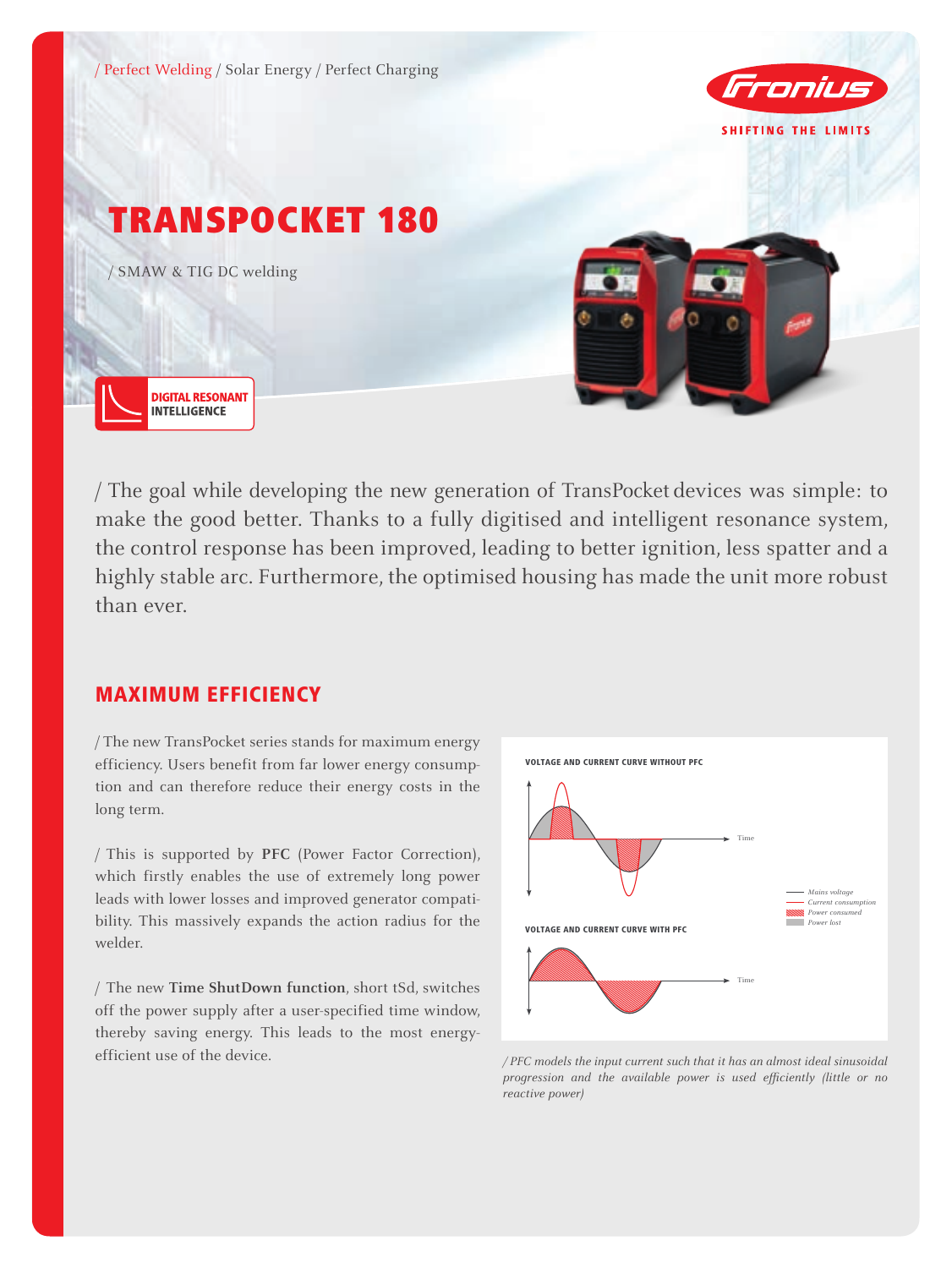/ Perfect Welding / Solar Energy / Perfect Charging

# TRANSPOCKET 180

/ SMAW & TIG DC welding

DIGITAL RESONANT INTELLIGENCE

/ The goal while developing the new generation of TransPocket devices was simple: to make the good better. Thanks to a fully digitised and intelligent resonance system, the control response has been improved, leading to better ignition, less spatter and a highly stable arc. Furthermore, the optimised housing has made the unit more robust than ever.

## MAXIMUM EFFICIENCY

/ The new TransPocket series stands for maximum energy efficiency. Users benefit from far lower energy consumption and can therefore reduce their energy costs in the long term.

/ This is supported by **PFC** (Power Factor Correction), which firstly enables the use of extremely long power leads with lower losses and improved generator compatibility. This massively expands the action radius for the welder.

/ The new **Time ShutDown function**, short tSd, switches off the power supply after a user-specified time window, thereby saving energy. This leads to the most energy-efficient use of the device.

VOLTAGE AND CURRENT CURVE WITHOUT PFC

VOLTAGE AND CURRENT CURVE WITH PFC

Time

Mains voltage
Current consumption
Power consumed
Power lost

*/ PFC models the input current such that it has an almost ideal sinusoidal progression and the available power is used efficiently (little or no reactive power)*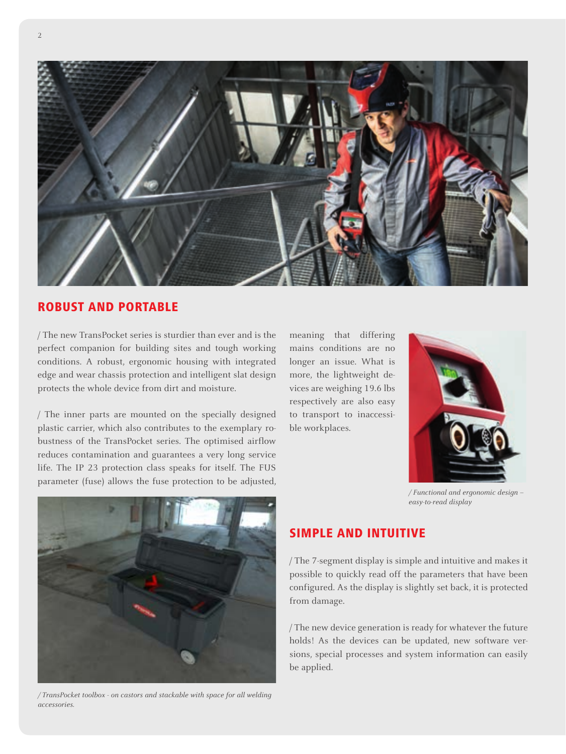## ROBUST AND PORTABLE

/ The new TransPocket series is sturdier than ever and is the perfect companion for building sites and tough working conditions. A robust, ergonomic housing with integrated edge and wear chassis protection and intelligent slat design protects the whole device from dirt and moisture.

/ The inner parts are mounted on the specially designed plastic carrier, which also contributes to the exemplary robustness of the TransPocket series. The optimised airflow reduces contamination and guarantees a very long service life. The IP 23 protection class speaks for itself. The FUS parameter (fuse) allows the fuse protection to be adjusted, meaning that differing mains conditions are no longer an issue. What is more, the lightweight devices are weighing 19.6 lbs respectively are also easy to transport to inaccessible workplaces.

*/ TransPocket toolbox - on castors and stackable with space for all welding accessories.*

*/ Functional and ergonomic design – easy-to-read display*

## SIMPLE AND INTUITIVE

/ The 7-segment display is simple and intuitive and makes it possible to quickly read off the parameters that have been configured. As the display is slightly set back, it is protected from damage.

/ The new device generation is ready for whatever the future holds! As the devices can be updated, new software versions, special processes and system information can easily be applied.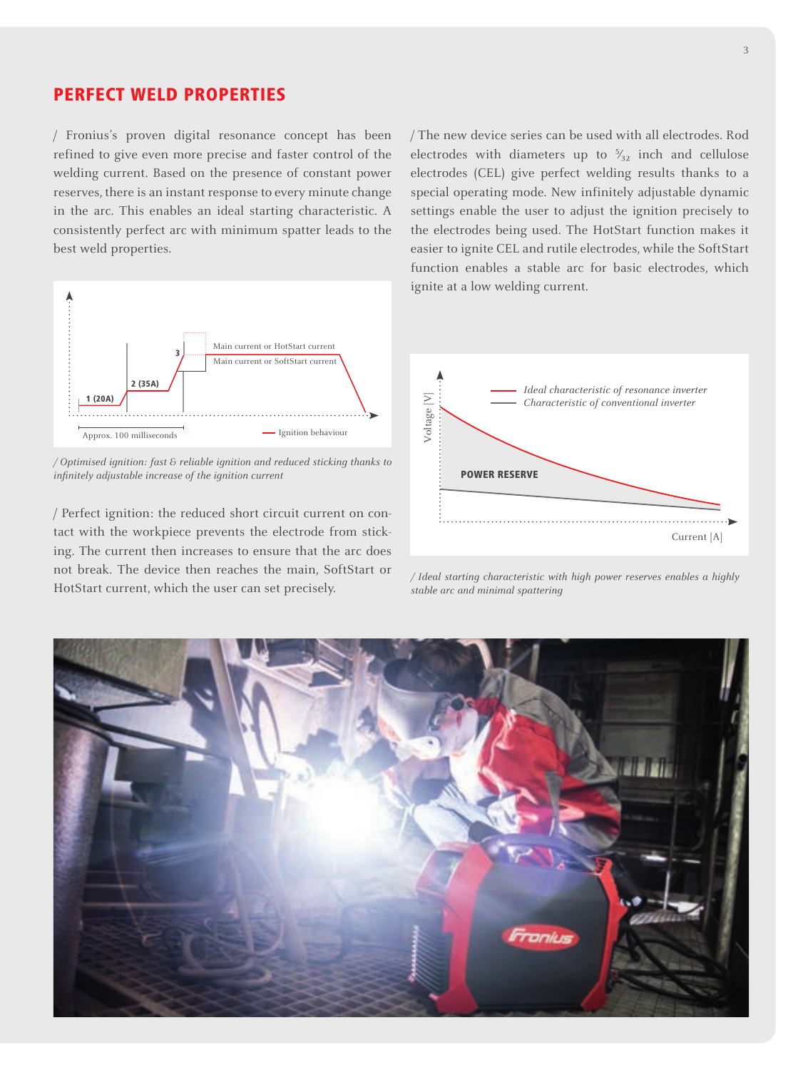## PERFECT WELD PROPERTIES

/ Fronius's proven digital resonance concept has been refined to give even more precise and faster control of the welding current. Based on the presence of constant power reserves, there is an instant response to every minute change in the arc. This enables an ideal starting characteristic. A consistently perfect arc with minimum spatter leads to the best weld properties.

*/ Optimised ignition: fast & reliable ignition and reduced sticking thanks to infinitely adjustable increase of the ignition current*

/ Perfect ignition: the reduced short circuit current on contact with the workpiece prevents the electrode from sticking. The current then increases to ensure that the arc does not break. The device then reaches the main, SoftStart or HotStart current, which the user can set precisely.

/ The new device series can be used with all electrodes. Rod electrodes with diameters up to 5/32 inch and cellulose electrodes (CEL) give perfect welding results thanks to a special operating mode. New infinitely adjustable dynamic settings enable the user to adjust the ignition precisely to the electrodes being used. The HotStart function makes it easier to ignite CEL and rutile electrodes, while the SoftStart function enables a stable arc for basic electrodes, which ignite at a low welding current.

*/ Ideal starting characteristic with high power reserves enables a highly stable arc and minimal spattering*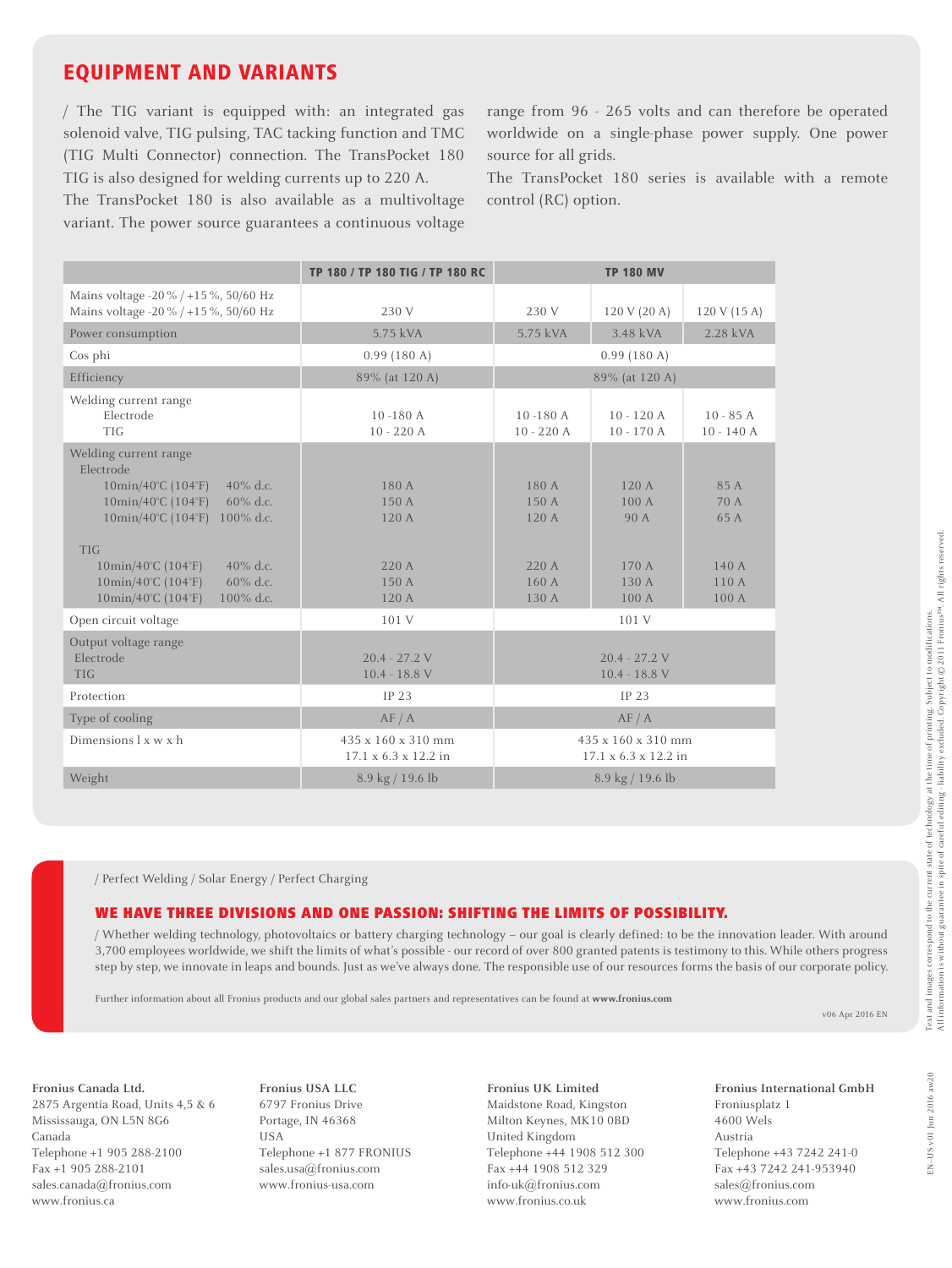## EQUIPMENT AND VARIANTS

/ The TIG variant is equipped with: an integrated gas solenoid valve, TIG pulsing, TAC tacking function and TMC (TIG Multi Connector) connection. The TransPocket 180 TIG is also designed for welding currents up to 220 A.
The TransPocket 180 is also available as a multivoltage variant. The power source guarantees a continuous voltage range from 96 - 265 volts and can therefore be operated worldwide on a single-phase power supply. One power source for all grids.
The TransPocket 180 series is available with a remote control (RC) option.

| | TP 180 / TP 180 TIG / TP 180 RC | TP 180 MV | | |
|---|---|---|---|---|
| Mains voltage -20 % / +15 %, 50/60 Hz<br>Mains voltage -20 % / +15 %, 50/60 Hz | 230 V | 230 V | 120 V (20 A) | 120 V (15 A) |
| Power consumption | 5.75 kVA | 5.75 kVA | 3.48 kVA | 2.28 kVA |
| Cos phi | 0.99 (180 A) | 0.99 (180 A) | | |
| Efficiency | 89% (at 120 A) | 89% (at 120 A) | | |
| Welding current range<br>Electrode<br>TIG | <br>10 -180 A<br>10 - 220 A | <br>10 -180 A<br>10 - 220 A | <br>10 - 120 A<br>10 - 170 A | <br>10 - 85 A<br>10 - 140 A |
| Welding current range<br>Electrode<br>10min/40°C (104°F) 40% d.c.<br>10min/40°C (104°F) 60% d.c.<br>10min/40°C (104°F) 100% d.c.<br><br>TIG<br>10min/40°C (104°F) 40% d.c.<br>10min/40°C (104°F) 60% d.c.<br>10min/40°C (104°F) 100% d.c. | <br><br>180 A<br>150 A<br>120 A<br><br><br>220 A<br>150 A<br>120 A | <br><br>180 A<br>150 A<br>120 A<br><br><br>220 A<br>160 A<br>130 A | <br><br>120 A<br>100 A<br>90 A<br><br><br>170 A<br>130 A<br>100 A | <br><br>85 A<br>70 A<br>65 A<br><br><br>140 A<br>110 A<br>100 A |
| Open circuit voltage | 101 V | 101 V | | |
| Output voltage range<br>Electrode<br>TIG | <br>20.4 - 27.2 V<br>10.4 - 18.8 V | <br>20.4 - 27.2 V<br>10.4 - 18.8 V | | |
| Protection | IP 23 | IP 23 | | |
| Type of cooling | AF / A | AF / A | | |
| Dimensions l x w x h | 435 x 160 x 310 mm<br>17.1 x 6.3 x 12.2 in | 435 x 160 x 310 mm<br>17.1 x 6.3 x 12.2 in | | |
| Weight | 8.9 kg / 19.6 lb | 8.9 kg / 19.6 lb | | |

/ Perfect Welding / Solar Energy / Perfect Charging

### WE HAVE THREE DIVISIONS AND ONE PASSION: SHIFTING THE LIMITS OF POSSIBILITY.

/ Whether welding technology, photovoltaics or battery charging technology – our goal is clearly defined: to be the innovation leader. With around 3,700 employees worldwide, we shift the limits of what's possible - our record of over 800 granted patents is testimony to this. While others progress step by step, we innovate in leaps and bounds. Just as we've always done. The responsible use of our resources forms the basis of our corporate policy.

Further information about all Fronius products and our global sales partners and representatives can be found at **www.fronius.com**

v06 Apr 2016 EN

Text and images correspond to the current state of technology at the time of printing. Subject to modifications.
All information is without guarantee in spite of careful editing - liability excluded. Copyright © 2011 Fronius™. All rights reserved.

**Fronius Canada Ltd.**
2875 Argentia Road, Units 4,5 & 6
Mississauga, ON L5N 8G6
Canada
Telephone +1 905 288-2100
Fax +1 905 288-2101
sales.canada@fronius.com
www.fronius.ca

**Fronius USA LLC**
6797 Fronius Drive
Portage, IN 46368
USA
Telephone +1 877 FRONIUS
sales.usa@fronius.com
www.fronius-usa.com

**Fronius UK Limited**
Maidstone Road, Kingston
Milton Keynes, MK10 0BD
United Kingdom
Telephone +44 1908 512 300
Fax +44 1908 512 329
info-uk@fronius.com
www.fronius.co.uk

**Fronius International GmbH**
Froniusplatz 1
4600 Wels
Austria
Telephone +43 7242 241-0
Fax +43 7242 241-953940
sales@fronius.com
www.fronius.com

EN-US v01 Jun 2016 aw20